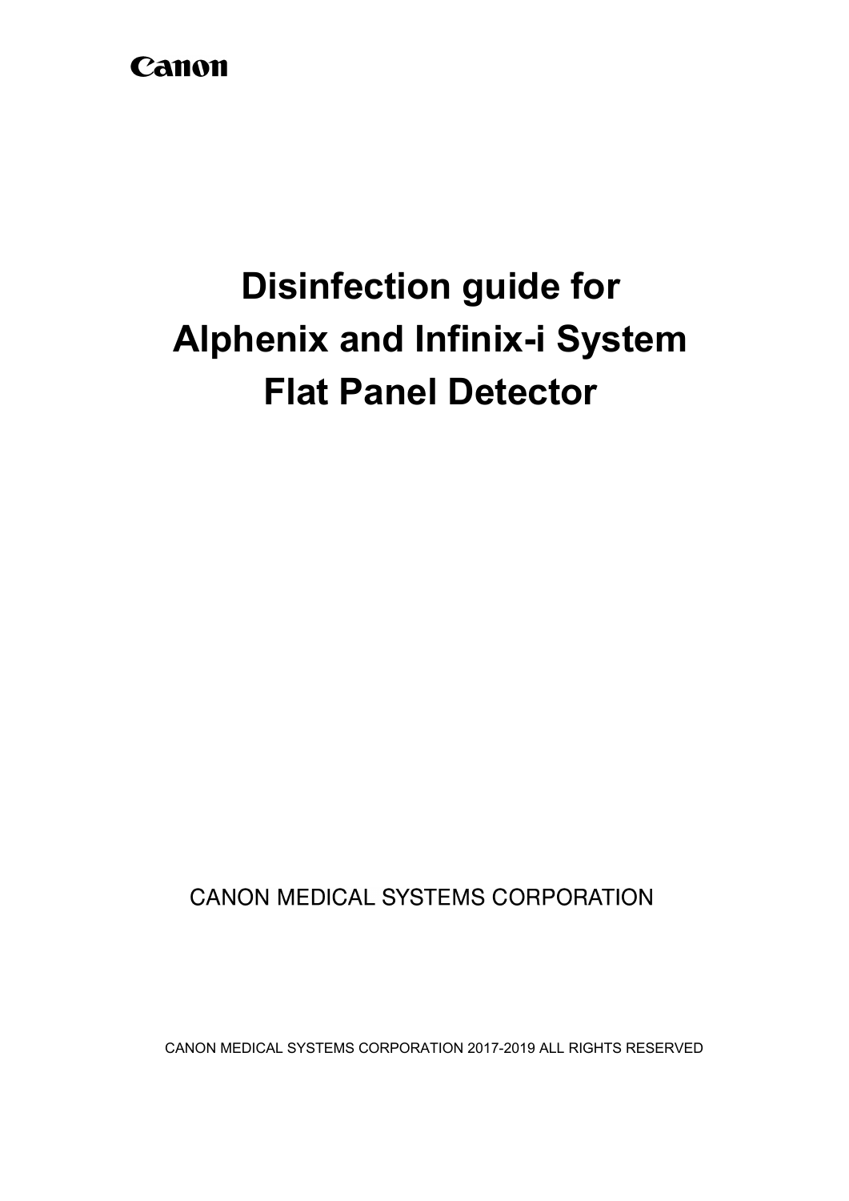Canon

# Disinfection guide for Alphenix and Infinix-i System Flat Panel Detector

CANON MEDICAL SYSTEMS CORPORATION

CANON MEDICAL SYSTEMS CORPORATION 2017-2019 ALL RIGHTS RESERVED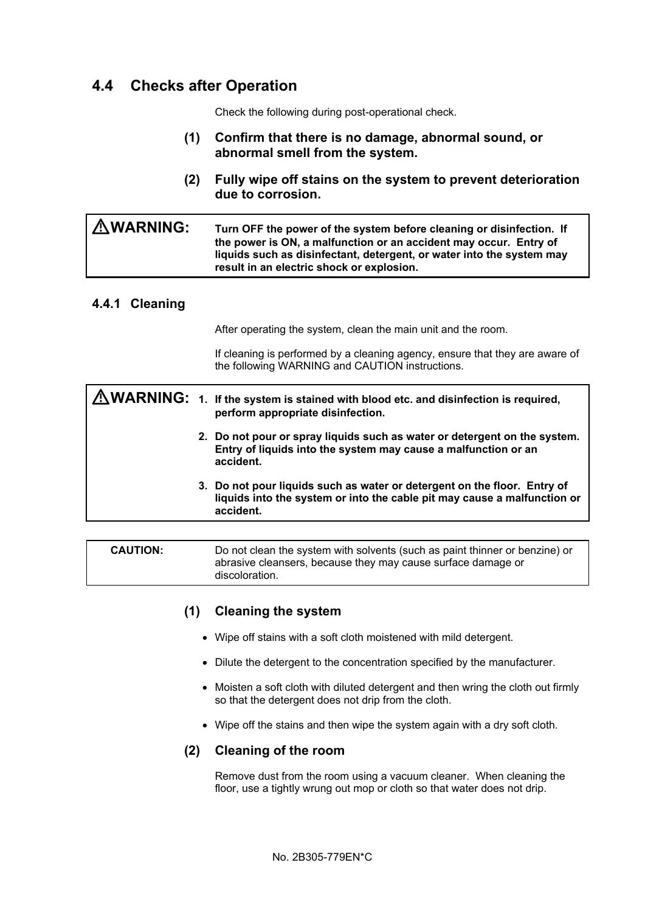## 4.4 Checks after Operation

Check the following during post-operational check.

**(1) Confirm that there is no damage, abnormal sound, or abnormal smell from the system.**

**(2) Fully wipe off stains on the system to prevent deterioration due to corrosion.**

> ⚠**WARNING:** **Turn OFF the power of the system before cleaning or disinfection. If the power is ON, a malfunction or an accident may occur. Entry of liquids such as disinfectant, detergent, or water into the system may result in an electric shock or explosion.**

### 4.4.1 Cleaning

After operating the system, clean the main unit and the room.

If cleaning is performed by a cleaning agency, ensure that they are aware of the following WARNING and CAUTION instructions.

> ⚠**WARNING:**
>
> 1. **If the system is stained with blood etc. and disinfection is required, perform appropriate disinfection.**
> 2. **Do not pour or spray liquids such as water or detergent on the system. Entry of liquids into the system may cause a malfunction or an accident.**
> 3. **Do not pour liquids such as water or detergent on the floor. Entry of liquids into the system or into the cable pit may cause a malfunction or accident.**

> **CAUTION:** Do not clean the system with solvents (such as paint thinner or benzine) or abrasive cleansers, because they may cause surface damage or discoloration.

**(1) Cleaning the system**

- Wipe off stains with a soft cloth moistened with mild detergent.
- Dilute the detergent to the concentration specified by the manufacturer.
- Moisten a soft cloth with diluted detergent and then wring the cloth out firmly so that the detergent does not drip from the cloth.
- Wipe off the stains and then wipe the system again with a dry soft cloth.

**(2) Cleaning of the room**

Remove dust from the room using a vacuum cleaner. When cleaning the floor, use a tightly wrung out mop or cloth so that water does not drip.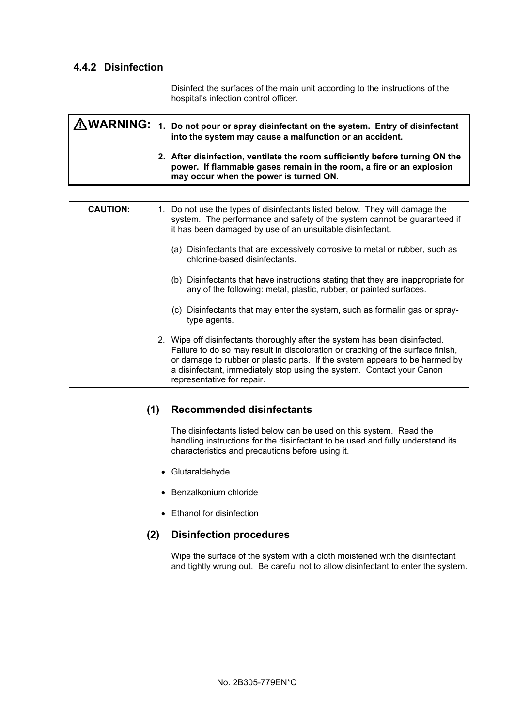### 4.4.2 Disinfection

Disinfect the surfaces of the main unit according to the instructions of the hospital's infection control officer.

> ⚠**WARNING:**
> 1. **Do not pour or spray disinfectant on the system. Entry of disinfectant into the system may cause a malfunction or an accident.**
> 2. **After disinfection, ventilate the room sufficiently before turning ON the power. If flammable gases remain in the room, a fire or an explosion may occur when the power is turned ON.**

> **CAUTION:**
> 1. Do not use the types of disinfectants listed below. They will damage the system. The performance and safety of the system cannot be guaranteed if it has been damaged by use of an unsuitable disinfectant.
>
>    (a) Disinfectants that are excessively corrosive to metal or rubber, such as chlorine-based disinfectants.
>
>    (b) Disinfectants that have instructions stating that they are inappropriate for any of the following: metal, plastic, rubber, or painted surfaces.
>
>    (c) Disinfectants that may enter the system, such as formalin gas or spray-type agents.
>
> 2. Wipe off disinfectants thoroughly after the system has been disinfected. Failure to do so may result in discoloration or cracking of the surface finish, or damage to rubber or plastic parts. If the system appears to be harmed by a disinfectant, immediately stop using the system. Contact your Canon representative for repair.

#### (1) Recommended disinfectants

The disinfectants listed below can be used on this system. Read the handling instructions for the disinfectant to be used and fully understand its characteristics and precautions before using it.

- Glutaraldehyde
- Benzalkonium chloride
- Ethanol for disinfection

#### (2) Disinfection procedures

Wipe the surface of the system with a cloth moistened with the disinfectant and tightly wrung out. Be careful not to allow disinfectant to enter the system.